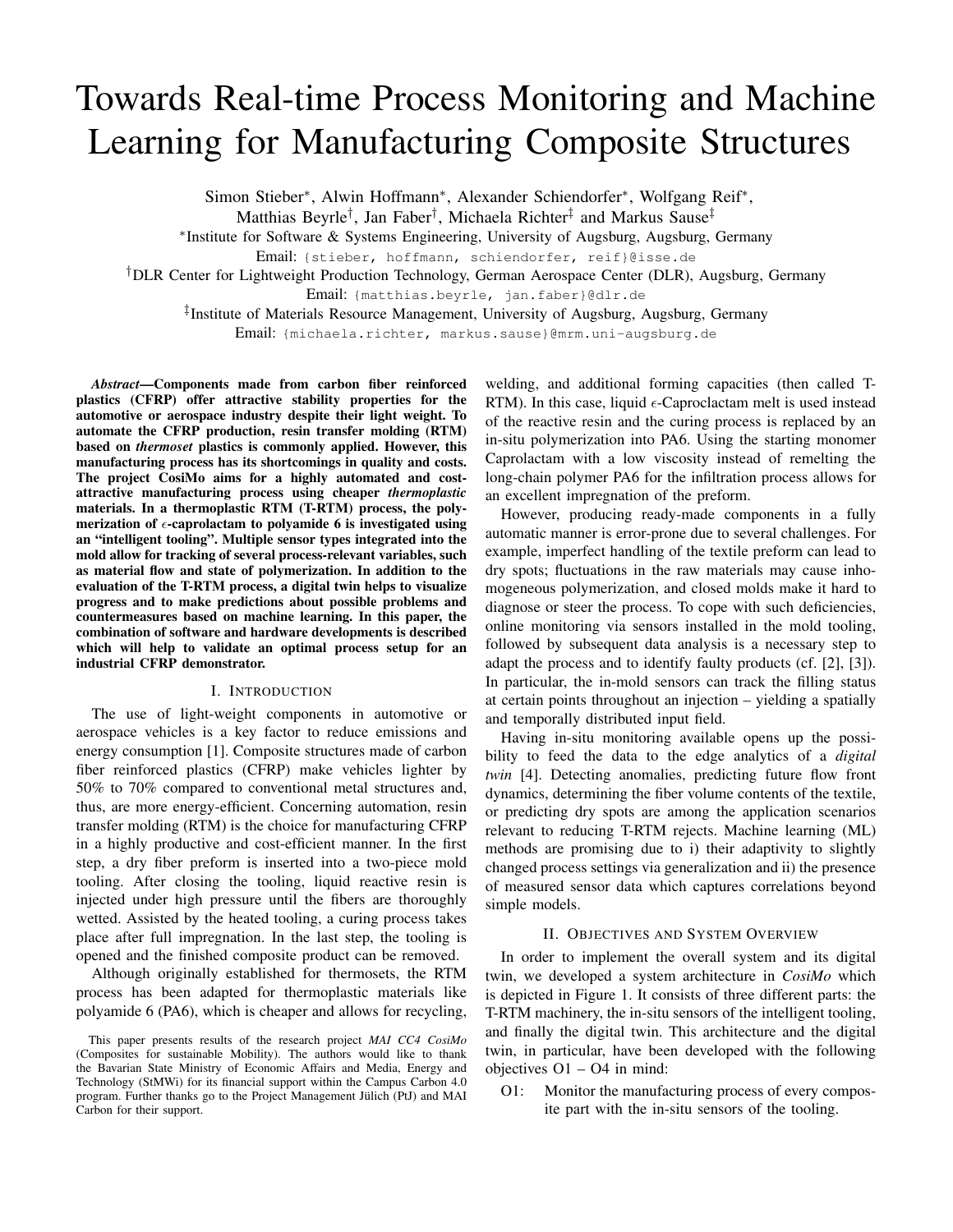# Towards Real-time Process Monitoring and Machine Learning for Manufacturing Composite Structures

Simon Stieber*, Alwin Hoffmann*, Alexander Schiendorfer*, Wolfgang Reif*,
Matthias Beyrle†, Jan Faber†, Michaela Richter‡ and Markus Sause‡

*Institute for Software & Systems Engineering, University of Augsburg, Augsburg, Germany
Email: {stieber, hoffmann, schiendorfer, reif}@isse.de

†DLR Center for Lightweight Production Technology, German Aerospace Center (DLR), Augsburg, Germany
Email: {matthias.beyrle, jan.faber}@dlr.de

‡Institute of Materials Resource Management, University of Augsburg, Augsburg, Germany
Email: {michaela.richter, markus.sause}@mrm.uni-augsburg.de

***Abstract*—Components made from carbon fiber reinforced plastics (CFRP) offer attractive stability properties for the automotive or aerospace industry despite their light weight. To automate the CFRP production, resin transfer molding (RTM) based on *thermoset* plastics is commonly applied. However, this manufacturing process has its shortcomings in quality and costs. The project CosiMo aims for a highly automated and cost-attractive manufacturing process using cheaper *thermoplastic* materials. In a thermoplastic RTM (T-RTM) process, the polymerization of $\epsilon$-caprolactam to polyamide 6 is investigated using an "intelligent tooling". Multiple sensor types integrated into the mold allow for tracking of several process-relevant variables, such as material flow and state of polymerization. In addition to the evaluation of the T-RTM process, a digital twin helps to visualize progress and to make predictions about possible problems and countermeasures based on machine learning. In this paper, the combination of software and hardware developments is described which will help to validate an optimal process setup for an industrial CFRP demonstrator.**

## I. Introduction

The use of light-weight components in automotive or aerospace vehicles is a key factor to reduce emissions and energy consumption [1]. Composite structures made of carbon fiber reinforced plastics (CFRP) make vehicles lighter by 50% to 70% compared to conventional metal structures and, thus, are more energy-efficient. Concerning automation, resin transfer molding (RTM) is the choice for manufacturing CFRP in a highly productive and cost-efficient manner. In the first step, a dry fiber preform is inserted into a two-piece mold tooling. After closing the tooling, liquid reactive resin is injected under high pressure until the fibers are thoroughly wetted. Assisted by the heated tooling, a curing process takes place after full impregnation. In the last step, the tooling is opened and the finished composite product can be removed.

Although originally established for thermosets, the RTM process has been adapted for thermoplastic materials like polyamide 6 (PA6), which is cheaper and allows for recycling, welding, and additional forming capacities (then called T-RTM). In this case, liquid $\epsilon$-Caproclactam melt is used instead of the reactive resin and the curing process is replaced by an in-situ polymerization into PA6. Using the starting monomer Caprolactam with a low viscosity instead of remelting the long-chain polymer PA6 for the infiltration process allows for an excellent impregnation of the preform.

However, producing ready-made components in a fully automatic manner is error-prone due to several challenges. For example, imperfect handling of the textile preform can lead to dry spots; fluctuations in the raw materials may cause inhomogeneous polymerization, and closed molds make it hard to diagnose or steer the process. To cope with such deficiencies, online monitoring via sensors installed in the mold tooling, followed by subsequent data analysis is a necessary step to adapt the process and to identify faulty products (cf. [2], [3]). In particular, the in-mold sensors can track the filling status at certain points throughout an injection – yielding a spatially and temporally distributed input field.

Having in-situ monitoring available opens up the possibility to feed the data to the edge analytics of a *digital twin* [4]. Detecting anomalies, predicting future flow front dynamics, determining the fiber volume contents of the textile, or predicting dry spots are among the application scenarios relevant to reducing T-RTM rejects. Machine learning (ML) methods are promising due to i) their adaptivity to slightly changed process settings via generalization and ii) the presence of measured sensor data which captures correlations beyond simple models.

## II. Objectives and System Overview

In order to implement the overall system and its digital twin, we developed a system architecture in *CosiMo* which is depicted in Figure 1. It consists of three different parts: the T-RTM machinery, the in-situ sensors of the intelligent tooling, and finally the digital twin. This architecture and the digital twin, in particular, have been developed with the following objectives O1 – O4 in mind:

O1: Monitor the manufacturing process of every composite part with the in-situ sensors of the tooling.

This paper presents results of the research project *MAI CC4 CosiMo* (Composites for sustainable Mobility). The authors would like to thank the Bavarian State Ministry of Economic Affairs and Media, Energy and Technology (StMWi) for its financial support within the Campus Carbon 4.0 program. Further thanks go to the Project Management Jülich (PtJ) and MAI Carbon for their support.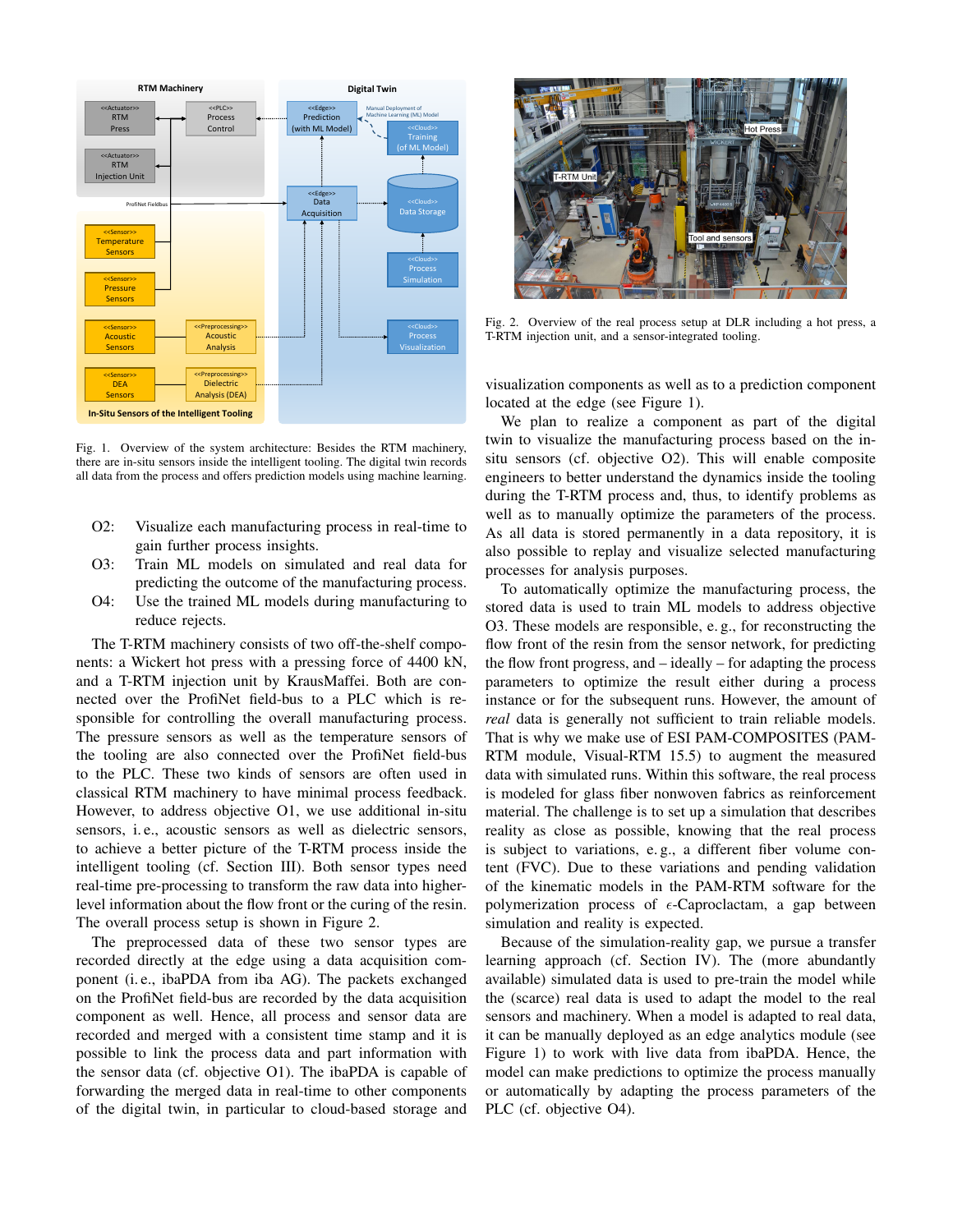Fig. 1. Overview of the system architecture: Besides the RTM machinery, there are in-situ sensors inside the intelligent tooling. The digital twin records all data from the process and offers prediction models using machine learning.

Fig. 2. Overview of the real process setup at DLR including a hot press, a T-RTM injection unit, and a sensor-integrated tooling.

- O2: Visualize each manufacturing process in real-time to gain further process insights.
- O3: Train ML models on simulated and real data for predicting the outcome of the manufacturing process.
- O4: Use the trained ML models during manufacturing to reduce rejects.

The T-RTM machinery consists of two off-the-shelf components: a Wickert hot press with a pressing force of 4400 kN, and a T-RTM injection unit by KrausMaffei. Both are connected over the ProfiNet field-bus to a PLC which is responsible for controlling the overall manufacturing process. The pressure sensors as well as the temperature sensors of the tooling are also connected over the ProfiNet field-bus to the PLC. These two kinds of sensors are often used in classical RTM machinery to have minimal process feedback. However, to address objective O1, we use additional in-situ sensors, i. e., acoustic sensors as well as dielectric sensors, to achieve a better picture of the T-RTM process inside the intelligent tooling (cf. Section III). Both sensor types need real-time pre-processing to transform the raw data into higher-level information about the flow front or the curing of the resin. The overall process setup is shown in Figure 2.

The preprocessed data of these two sensor types are recorded directly at the edge using a data acquisition component (i. e., ibaPDA from iba AG). The packets exchanged on the ProfiNet field-bus are recorded by the data acquisition component as well. Hence, all process and sensor data are recorded and merged with a consistent time stamp and it is possible to link the process data and part information with the sensor data (cf. objective O1). The ibaPDA is capable of forwarding the merged data in real-time to other components of the digital twin, in particular to cloud-based storage and visualization components as well as to a prediction component located at the edge (see Figure 1).

We plan to realize a component as part of the digital twin to visualize the manufacturing process based on the in-situ sensors (cf. objective O2). This will enable composite engineers to better understand the dynamics inside the tooling during the T-RTM process and, thus, to identify problems as well as to manually optimize the parameters of the process. As all data is stored permanently in a data repository, it is also possible to replay and visualize selected manufacturing processes for analysis purposes.

To automatically optimize the manufacturing process, the stored data is used to train ML models to address objective O3. These models are responsible, e. g., for reconstructing the flow front of the resin from the sensor network, for predicting the flow front progress, and – ideally – for adapting the process parameters to optimize the result either during a process instance or for the subsequent runs. However, the amount of *real* data is generally not sufficient to train reliable models. That is why we make use of ESI PAM-COMPOSITES (PAM-RTM module, Visual-RTM 15.5) to augment the measured data with simulated runs. Within this software, the real process is modeled for glass fiber nonwoven fabrics as reinforcement material. The challenge is to set up a simulation that describes reality as close as possible, knowing that the real process is subject to variations, e. g., a different fiber volume content (FVC). Due to these variations and pending validation of the kinematic models in the PAM-RTM software for the polymerization process of $\epsilon$-Caproclactam, a gap between simulation and reality is expected.

Because of the simulation-reality gap, we pursue a transfer learning approach (cf. Section IV). The (more abundantly available) simulated data is used to pre-train the model while the (scarce) real data is used to adapt the model to the real sensors and machinery. When a model is adapted to real data, it can be manually deployed as an edge analytics module (see Figure 1) to work with live data from ibaPDA. Hence, the model can make predictions to optimize the process manually or automatically by adapting the process parameters of the PLC (cf. objective O4).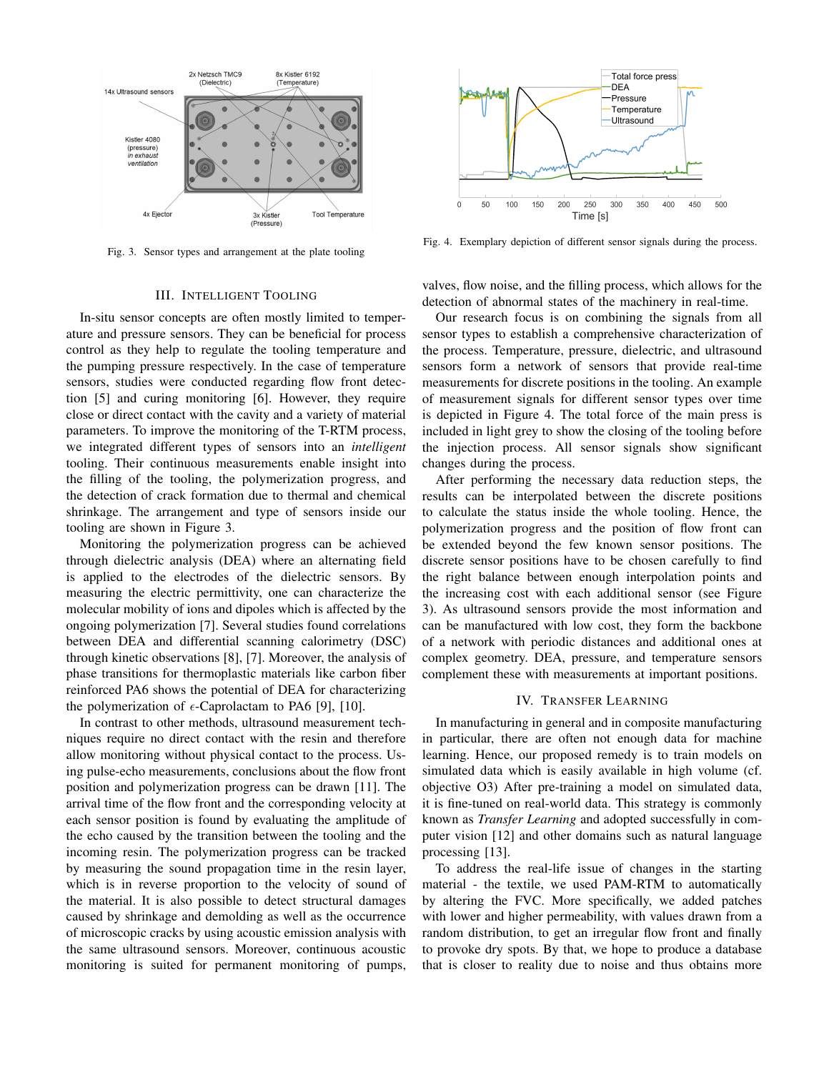14x Ultrasound sensors
2x Netzsch TMC9 (Dielectric)
8x Kistler 6192 (Temperature)
Kistler 4080 (pressure) *in exhaust ventilation*
4x Ejector
3x Kistler (Pressure)
Tool Temperature

Fig. 3. Sensor types and arrangement at the plate tooling

Total force press
DEA
Pressure
Temperature
Ultrasound
0 50 100 150 200 250 300 350 400 450 500
Time [s]

Fig. 4. Exemplary depiction of different sensor signals during the process.

## III. Intelligent Tooling

In-situ sensor concepts are often mostly limited to temperature and pressure sensors. They can be beneficial for process control as they help to regulate the tooling temperature and the pumping pressure respectively. In the case of temperature sensors, studies were conducted regarding flow front detection [5] and curing monitoring [6]. However, they require close or direct contact with the cavity and a variety of material parameters. To improve the monitoring of the T-RTM process, we integrated different types of sensors into an *intelligent* tooling. Their continuous measurements enable insight into the filling of the tooling, the polymerization progress, and the detection of crack formation due to thermal and chemical shrinkage. The arrangement and type of sensors inside our tooling are shown in Figure 3.

Monitoring the polymerization progress can be achieved through dielectric analysis (DEA) where an alternating field is applied to the electrodes of the dielectric sensors. By measuring the electric permittivity, one can characterize the molecular mobility of ions and dipoles which is affected by the ongoing polymerization [7]. Several studies found correlations between DEA and differential scanning calorimetry (DSC) through kinetic observations [8], [7]. Moreover, the analysis of phase transitions for thermoplastic materials like carbon fiber reinforced PA6 shows the potential of DEA for characterizing the polymerization of $\epsilon$-Caprolactam to PA6 [9], [10].

In contrast to other methods, ultrasound measurement techniques require no direct contact with the resin and therefore allow monitoring without physical contact to the process. Using pulse-echo measurements, conclusions about the flow front position and polymerization progress can be drawn [11]. The arrival time of the flow front and the corresponding velocity at each sensor position is found by evaluating the amplitude of the echo caused by the transition between the tooling and the incoming resin. The polymerization progress can be tracked by measuring the sound propagation time in the resin layer, which is in reverse proportion to the velocity of sound of the material. It is also possible to detect structural damages caused by shrinkage and demolding as well as the occurrence of microscopic cracks by using acoustic emission analysis with the same ultrasound sensors. Moreover, continuous acoustic monitoring is suited for permanent monitoring of pumps, valves, flow noise, and the filling process, which allows for the detection of abnormal states of the machinery in real-time.

Our research focus is on combining the signals from all sensor types to establish a comprehensive characterization of the process. Temperature, pressure, dielectric, and ultrasound sensors form a network of sensors that provide real-time measurements for discrete positions in the tooling. An example of measurement signals for different sensor types over time is depicted in Figure 4. The total force of the main press is included in light grey to show the closing of the tooling before the injection process. All sensor signals show significant changes during the process.

After performing the necessary data reduction steps, the results can be interpolated between the discrete positions to calculate the status inside the whole tooling. Hence, the polymerization progress and the position of flow front can be extended beyond the few known sensor positions. The discrete sensor positions have to be chosen carefully to find the right balance between enough interpolation points and the increasing cost with each additional sensor (see Figure 3). As ultrasound sensors provide the most information and can be manufactured with low cost, they form the backbone of a network with periodic distances and additional ones at complex geometry. DEA, pressure, and temperature sensors complement these with measurements at important positions.

## IV. Transfer Learning

In manufacturing in general and in composite manufacturing in particular, there are often not enough data for machine learning. Hence, our proposed remedy is to train models on simulated data which is easily available in high volume (cf. objective O3) After pre-training a model on simulated data, it is fine-tuned on real-world data. This strategy is commonly known as *Transfer Learning* and adopted successfully in computer vision [12] and other domains such as natural language processing [13].

To address the real-life issue of changes in the starting material - the textile, we used PAM-RTM to automatically by altering the FVC. More specifically, we added patches with lower and higher permeability, with values drawn from a random distribution, to get an irregular flow front and finally to provoke dry spots. By that, we hope to produce a database that is closer to reality due to noise and thus obtains more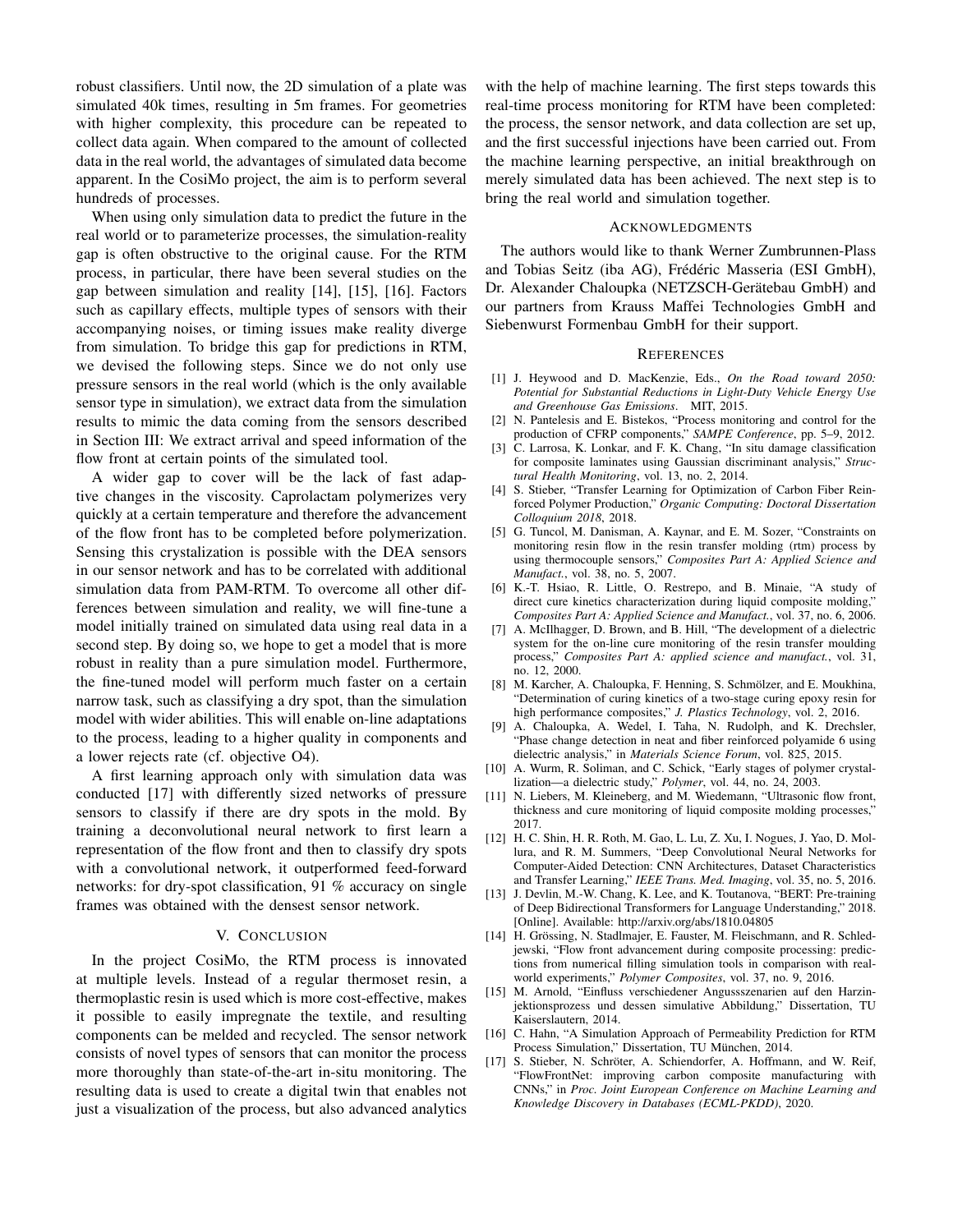robust classifiers. Until now, the 2D simulation of a plate was simulated 40k times, resulting in 5m frames. For geometries with higher complexity, this procedure can be repeated to collect data again. When compared to the amount of collected data in the real world, the advantages of simulated data become apparent. In the CosiMo project, the aim is to perform several hundreds of processes.

When using only simulation data to predict the future in the real world or to parameterize processes, the simulation-reality gap is often obstructive to the original cause. For the RTM process, in particular, there have been several studies on the gap between simulation and reality [14], [15], [16]. Factors such as capillary effects, multiple types of sensors with their accompanying noises, or timing issues make reality diverge from simulation. To bridge this gap for predictions in RTM, we devised the following steps. Since we do not only use pressure sensors in the real world (which is the only available sensor type in simulation), we extract data from the simulation results to mimic the data coming from the sensors described in Section III: We extract arrival and speed information of the flow front at certain points of the simulated tool.

A wider gap to cover will be the lack of fast adaptive changes in the viscosity. Caprolactam polymerizes very quickly at a certain temperature and therefore the advancement of the flow front has to be completed before polymerization. Sensing this crystalization is possible with the DEA sensors in our sensor network and has to be correlated with additional simulation data from PAM-RTM. To overcome all other differences between simulation and reality, we will fine-tune a model initially trained on simulated data using real data in a second step. By doing so, we hope to get a model that is more robust in reality than a pure simulation model. Furthermore, the fine-tuned model will perform much faster on a certain narrow task, such as classifying a dry spot, than the simulation model with wider abilities. This will enable on-line adaptations to the process, leading to a higher quality in components and a lower rejects rate (cf. objective O4).

A first learning approach only with simulation data was conducted [17] with differently sized networks of pressure sensors to classify if there are dry spots in the mold. By training a deconvolutional neural network to first learn a representation of the flow front and then to classify dry spots with a convolutional network, it outperformed feed-forward networks: for dry-spot classification, 91 % accuracy on single frames was obtained with the densest sensor network.

## V. Conclusion

In the project CosiMo, the RTM process is innovated at multiple levels. Instead of a regular thermoset resin, a thermoplastic resin is used which is more cost-effective, makes it possible to easily impregnate the textile, and resulting components can be melded and recycled. The sensor network consists of novel types of sensors that can monitor the process more thoroughly than state-of-the-art in-situ monitoring. The resulting data is used to create a digital twin that enables not just a visualization of the process, but also advanced analytics with the help of machine learning. The first steps towards this real-time process monitoring for RTM have been completed: the process, the sensor network, and data collection are set up, and the first successful injections have been carried out. From the machine learning perspective, an initial breakthrough on merely simulated data has been achieved. The next step is to bring the real world and simulation together.

## Acknowledgments

The authors would like to thank Werner Zumbrunnen-Plass and Tobias Seitz (iba AG), Frédéric Masseria (ESI GmbH), Dr. Alexander Chaloupka (NETZSCH-Gerätebau GmbH) and our partners from Krauss Maffei Technologies GmbH and Siebenwurst Formenbau GmbH for their support.

## References

[1] J. Heywood and D. MacKenzie, Eds., *On the Road toward 2050: Potential for Substantial Reductions in Light-Duty Vehicle Energy Use and Greenhouse Gas Emissions*. MIT, 2015.

[2] N. Pantelesis and E. Bistekos, "Process monitoring and control for the production of CFRP components," *SAMPE Conference*, pp. 5–9, 2012.

[3] C. Larrosa, K. Lonkar, and F. K. Chang, "In situ damage classification for composite laminates using Gaussian discriminant analysis," *Structural Health Monitoring*, vol. 13, no. 2, 2014.

[4] S. Stieber, "Transfer Learning for Optimization of Carbon Fiber Reinforced Polymer Production," *Organic Computing: Doctoral Dissertation Colloquium 2018*, 2018.

[5] G. Tuncol, M. Danisman, A. Kaynar, and E. M. Sozer, "Constraints on monitoring resin flow in the resin transfer molding (rtm) process by using thermocouple sensors," *Composites Part A: Applied Science and Manufact.*, vol. 38, no. 5, 2007.

[6] K.-T. Hsiao, R. Little, O. Restrepo, and B. Minaie, "A study of direct cure kinetics characterization during liquid composite molding," *Composites Part A: Applied Science and Manufact.*, vol. 37, no. 6, 2006.

[7] A. McIlhagger, D. Brown, and B. Hill, "The development of a dielectric system for the on-line cure monitoring of the resin transfer moulding process," *Composites Part A: applied science and manufact.*, vol. 31, no. 12, 2000.

[8] M. Karcher, A. Chaloupka, F. Henning, S. Schmölzer, and E. Moukhina, "Determination of curing kinetics of a two-stage curing epoxy resin for high performance composites," *J. Plastics Technology*, vol. 2, 2016.

[9] A. Chaloupka, A. Wedel, I. Taha, N. Rudolph, and K. Drechsler, "Phase change detection in neat and fiber reinforced polyamide 6 using dielectric analysis," in *Materials Science Forum*, vol. 825, 2015.

[10] A. Wurm, R. Soliman, and C. Schick, "Early stages of polymer crystallization—a dielectric study," *Polymer*, vol. 44, no. 24, 2003.

[11] N. Liebers, M. Kleineberg, and M. Wiedemann, "Ultrasonic flow front, thickness and cure monitoring of liquid composite molding processes," 2017.

[12] H. C. Shin, H. R. Roth, M. Gao, L. Lu, Z. Xu, I. Nogues, J. Yao, D. Mollura, and R. M. Summers, "Deep Convolutional Neural Networks for Computer-Aided Detection: CNN Architectures, Dataset Characteristics and Transfer Learning," *IEEE Trans. Med. Imaging*, vol. 35, no. 5, 2016.

[13] J. Devlin, M.-W. Chang, K. Lee, and K. Toutanova, "BERT: Pre-training of Deep Bidirectional Transformers for Language Understanding," 2018. [Online]. Available: http://arxiv.org/abs/1810.04805

[14] H. Grössing, N. Stadlmajer, E. Fauster, M. Fleischmann, and R. Schledjewski, "Flow front advancement during composite processing: predictions from numerical filling simulation tools in comparison with real-world experiments," *Polymer Composites*, vol. 37, no. 9, 2016.

[15] M. Arnold, "Einfluss verschiedener Angussszenarien auf den Harzinjektionsprozess und dessen simulative Abbildung," Dissertation, TU Kaiserslautern, 2014.

[16] C. Hahn, "A Simulation Approach of Permeability Prediction for RTM Process Simulation," Dissertation, TU München, 2014.

[17] S. Stieber, N. Schröter, A. Schiendorfer, A. Hoffmann, and W. Reif, "FlowFrontNet: improving carbon composite manufacturing with CNNs," in *Proc. Joint European Conference on Machine Learning and Knowledge Discovery in Databases (ECML-PKDD)*, 2020.